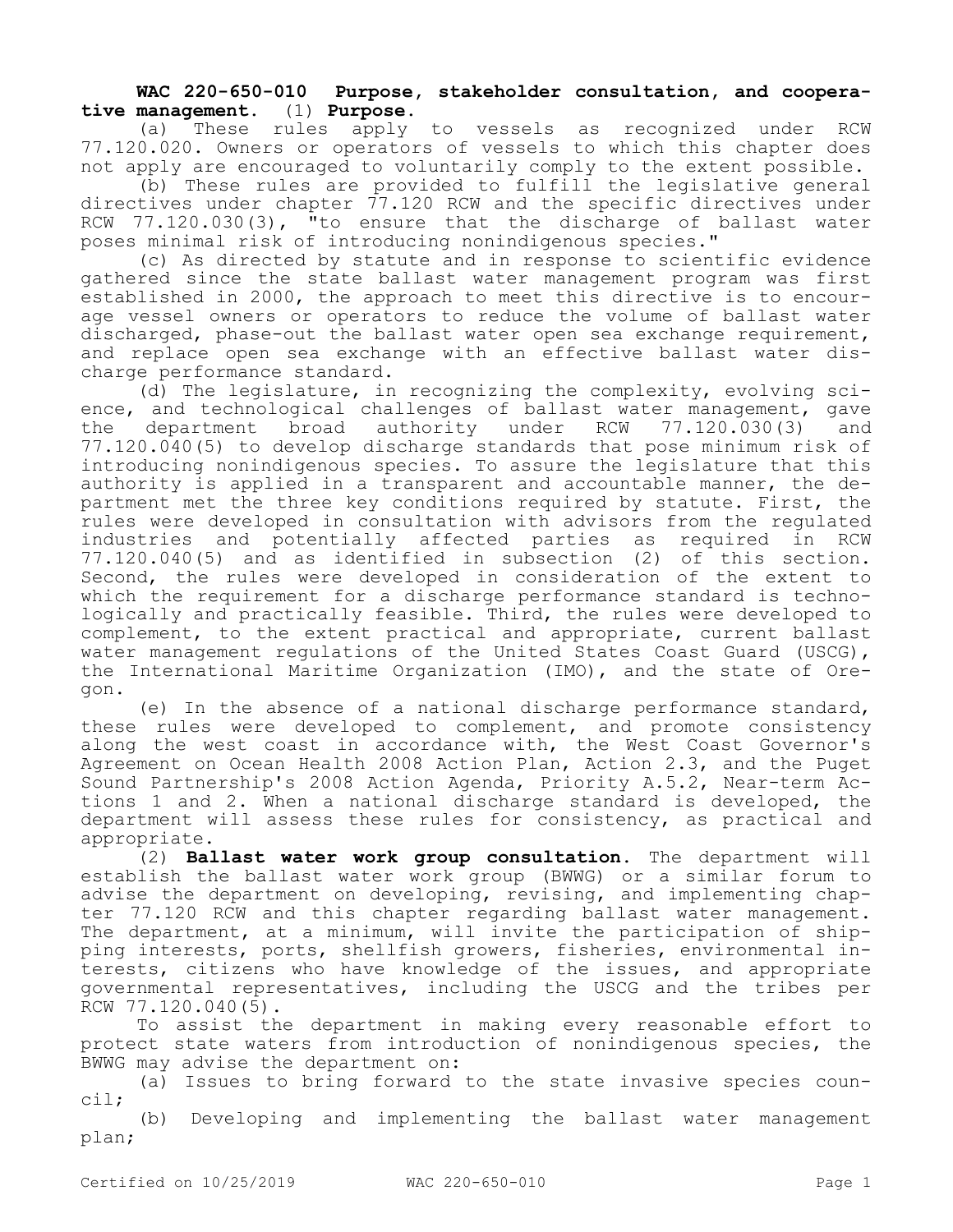**WAC 220-650-010 Purpose, stakeholder consultation, and cooperative management.** (1) **Purpose.**

(a) These rules apply to vessels as recognized under RCW 77.120.020. Owners or operators of vessels to which this chapter does not apply are encouraged to voluntarily comply to the extent possible.

(b) These rules are provided to fulfill the legislative general directives under chapter 77.120 RCW and the specific directives under RCW 77.120.030(3), "to ensure that the discharge of ballast water poses minimal risk of introducing nonindigenous species."

(c) As directed by statute and in response to scientific evidence gathered since the state ballast water management program was first established in 2000, the approach to meet this directive is to encourage vessel owners or operators to reduce the volume of ballast water discharged, phase-out the ballast water open sea exchange requirement, and replace open sea exchange with an effective ballast water discharge performance standard.

(d) The legislature, in recognizing the complexity, evolving science, and technological challenges of ballast water management, gave the department broad authority under RCW 77.120.030(3) and 77.120.040(5) to develop discharge standards that pose minimum risk of introducing nonindigenous species. To assure the legislature that this authority is applied in a transparent and accountable manner, the department met the three key conditions required by statute. First, the rules were developed in consultation with advisors from the regulated industries and potentially affected parties as required in RCW 77.120.040(5) and as identified in subsection (2) of this section. Second, the rules were developed in consideration of the extent to which the requirement for a discharge performance standard is technologically and practically feasible. Third, the rules were developed to complement, to the extent practical and appropriate, current ballast water management regulations of the United States Coast Guard (USCG), the International Maritime Organization (IMO), and the state of Oregon.

(e) In the absence of a national discharge performance standard, these rules were developed to complement, and promote consistency along the west coast in accordance with, the West Coast Governor's Agreement on Ocean Health 2008 Action Plan, Action 2.3, and the Puget Sound Partnership's 2008 Action Agenda, Priority A.5.2, Near-term Actions 1 and 2. When a national discharge standard is developed, the department will assess these rules for consistency, as practical and appropriate.

(2) **Ballast water work group consultation.** The department will establish the ballast water work group (BWWG) or a similar forum to advise the department on developing, revising, and implementing chapter 77.120 RCW and this chapter regarding ballast water management. The department, at a minimum, will invite the participation of shipping interests, ports, shellfish growers, fisheries, environmental interests, citizens who have knowledge of the issues, and appropriate governmental representatives, including the USCG and the tribes per RCW 77.120.040(5).

To assist the department in making every reasonable effort to protect state waters from introduction of nonindigenous species, the BWWG may advise the department on:

(a) Issues to bring forward to the state invasive species council;

(b) Developing and implementing the ballast water management plan;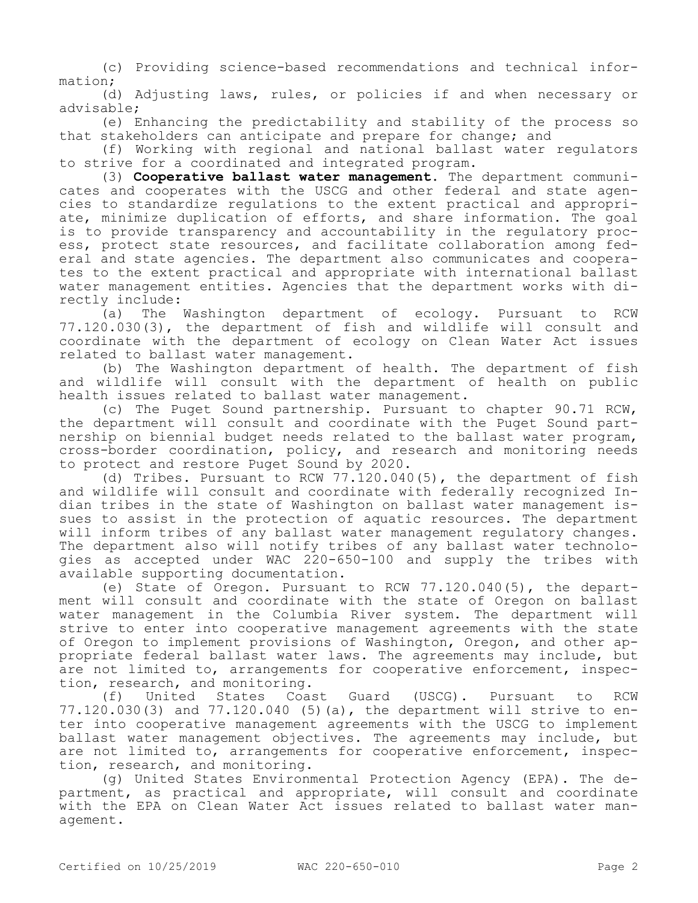(c) Providing science-based recommendations and technical information;

(d) Adjusting laws, rules, or policies if and when necessary or advisable;

(e) Enhancing the predictability and stability of the process so that stakeholders can anticipate and prepare for change; and

(f) Working with regional and national ballast water regulators to strive for a coordinated and integrated program.

(3) **Cooperative ballast water management.** The department communicates and cooperates with the USCG and other federal and state agencies to standardize regulations to the extent practical and appropriate, minimize duplication of efforts, and share information. The goal is to provide transparency and accountability in the regulatory process, protect state resources, and facilitate collaboration among federal and state agencies. The department also communicates and cooperates to the extent practical and appropriate with international ballast water management entities. Agencies that the department works with directly include:

(a) The Washington department of ecology. Pursuant to RCW 77.120.030(3), the department of fish and wildlife will consult and coordinate with the department of ecology on Clean Water Act issues related to ballast water management.

(b) The Washington department of health. The department of fish and wildlife will consult with the department of health on public health issues related to ballast water management.

(c) The Puget Sound partnership. Pursuant to chapter 90.71 RCW, the department will consult and coordinate with the Puget Sound partnership on biennial budget needs related to the ballast water program, cross-border coordination, policy, and research and monitoring needs to protect and restore Puget Sound by 2020.

(d) Tribes. Pursuant to RCW 77.120.040(5), the department of fish and wildlife will consult and coordinate with federally recognized Indian tribes in the state of Washington on ballast water management issues to assist in the protection of aquatic resources. The department will inform tribes of any ballast water management regulatory changes. The department also will notify tribes of any ballast water technologies as accepted under WAC 220-650-100 and supply the tribes with available supporting documentation.

(e) State of Oregon. Pursuant to RCW 77.120.040(5), the department will consult and coordinate with the state of Oregon on ballast water management in the Columbia River system. The department will strive to enter into cooperative management agreements with the state of Oregon to implement provisions of Washington, Oregon, and other appropriate federal ballast water laws. The agreements may include, but are not limited to, arrangements for cooperative enforcement, inspection, research, and monitoring.

(f) United States Coast Guard (USCG). Pursuant to RCW 77.120.030(3) and 77.120.040 (5)(a), the department will strive to enter into cooperative management agreements with the USCG to implement ballast water management objectives. The agreements may include, but are not limited to, arrangements for cooperative enforcement, inspection, research, and monitoring.

(g) United States Environmental Protection Agency (EPA). The department, as practical and appropriate, will consult and coordinate with the EPA on Clean Water Act issues related to ballast water management.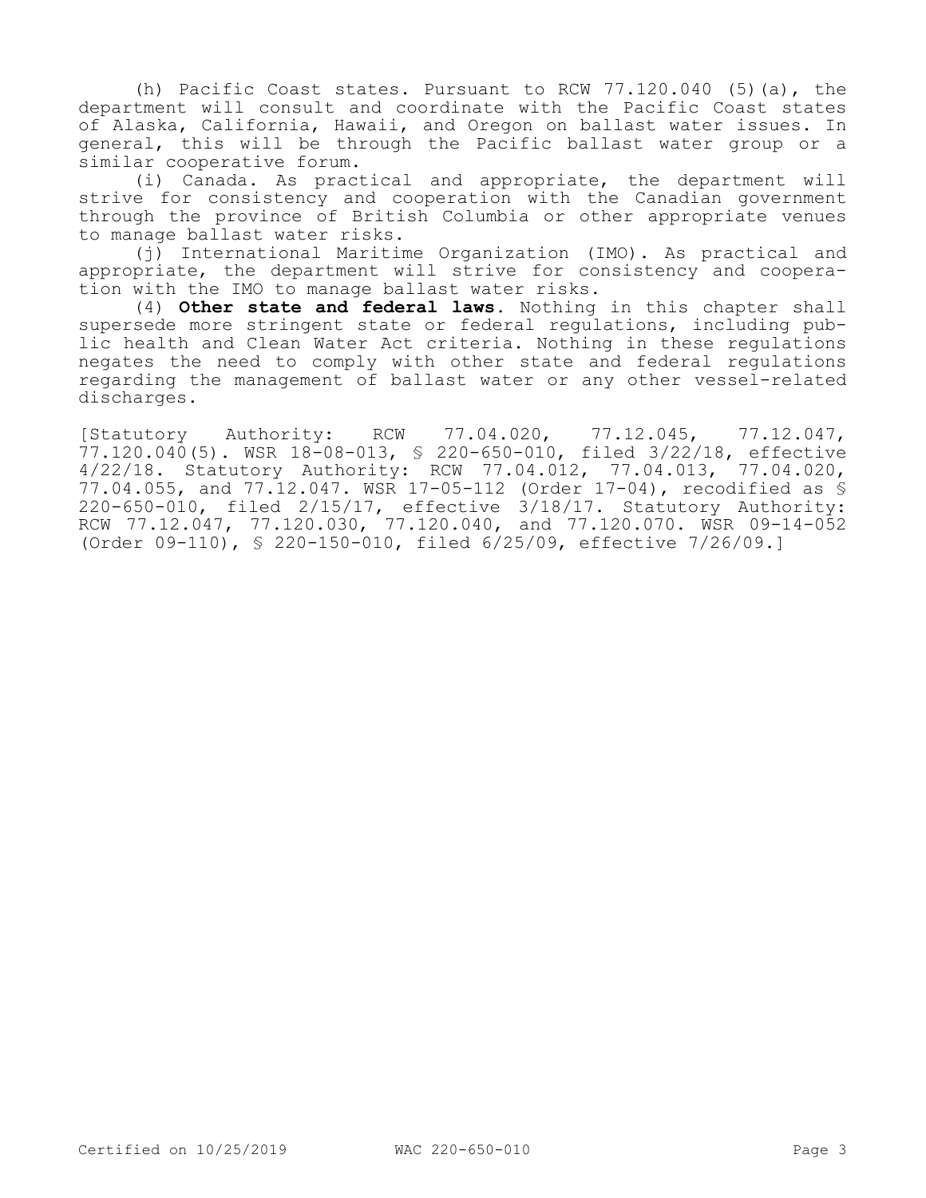(h) Pacific Coast states. Pursuant to RCW 77.120.040 (5)(a), the department will consult and coordinate with the Pacific Coast states of Alaska, California, Hawaii, and Oregon on ballast water issues. In general, this will be through the Pacific ballast water group or a similar cooperative forum.

(i) Canada. As practical and appropriate, the department will strive for consistency and cooperation with the Canadian government through the province of British Columbia or other appropriate venues to manage ballast water risks.

(j) International Maritime Organization (IMO). As practical and appropriate, the department will strive for consistency and cooperation with the IMO to manage ballast water risks.

(4) **Other state and federal laws.** Nothing in this chapter shall supersede more stringent state or federal regulations, including public health and Clean Water Act criteria. Nothing in these regulations negates the need to comply with other state and federal regulations regarding the management of ballast water or any other vessel-related discharges.

[Statutory Authority: RCW 77.04.020, 77.12.045, 77.12.047, 77.120.040(5). WSR 18-08-013, § 220-650-010, filed 3/22/18, effective 4/22/18. Statutory Authority: RCW 77.04.012, 77.04.013, 77.04.020, 77.04.055, and 77.12.047. WSR 17-05-112 (Order 17-04), recodified as § 220-650-010, filed 2/15/17, effective 3/18/17. Statutory Authority: RCW 77.12.047, 77.120.030, 77.120.040, and 77.120.070. WSR 09-14-052 (Order 09-110), § 220-150-010, filed 6/25/09, effective 7/26/09.]